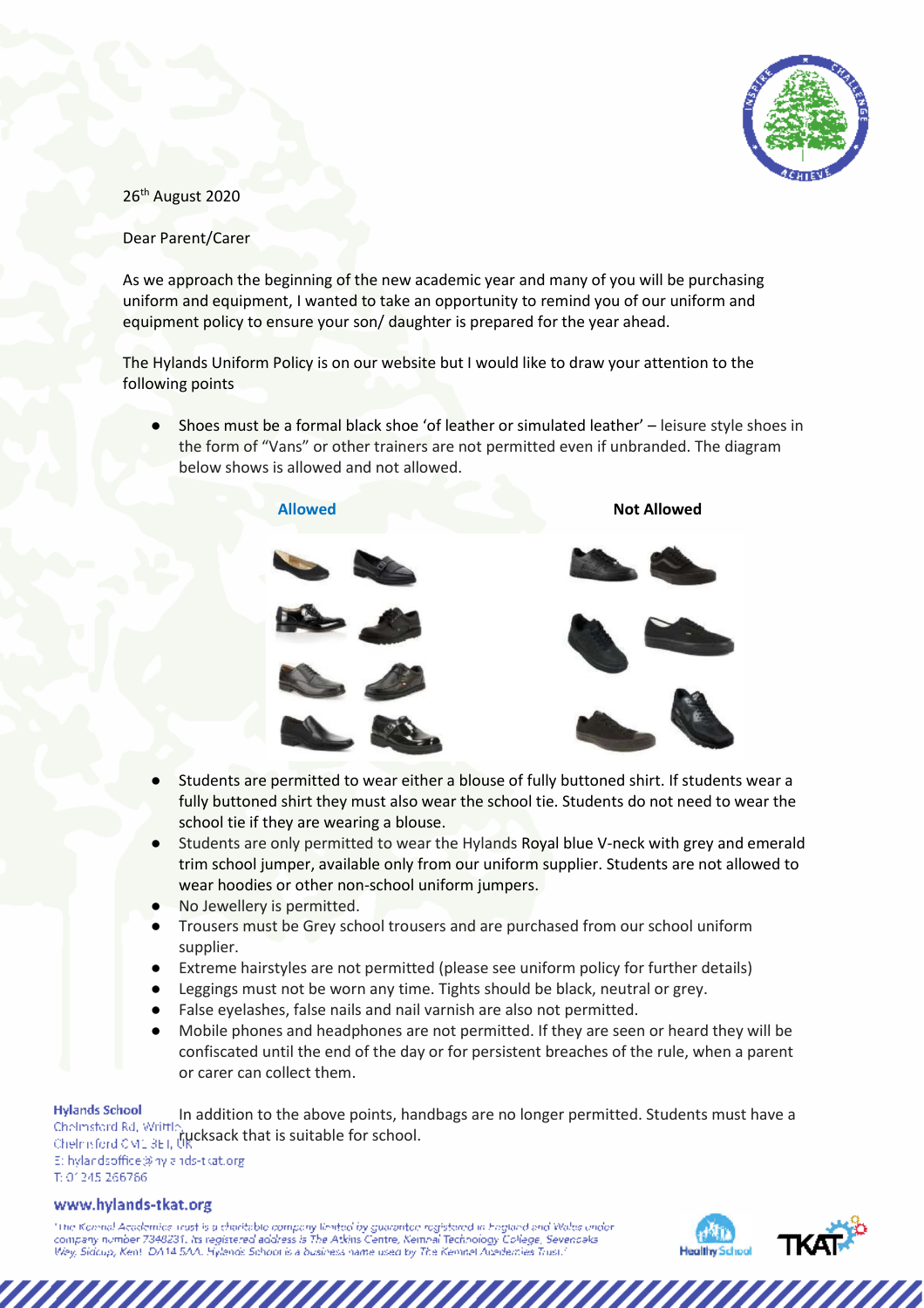26th August 2020

Dear Parent/Carer

As we approach the beginning of the new academic year and many of you will be purchasing uniform and equipment, I wanted to take an opportunity to remind you of our uniform and equipment policy to ensure your son/ daughter is prepared for the year ahead.

The Hylands Uniform Policy is on our website but I would like to draw your attention to the following points

- Shoes must be a formal black shoe 'of leather or simulated leather' – leisure style shoes in the form of "Vans" or other trainers are not permitted even if unbranded. The diagram below shows is allowed and not allowed.

**Allowed** | **Not Allowed**

- Students are permitted to wear either a blouse of fully buttoned shirt. If students wear a fully buttoned shirt they must also wear the school tie. Students do not need to wear the school tie if they are wearing a blouse.
- Students are only permitted to wear the Hylands Royal blue V-neck with grey and emerald trim school jumper, available only from our uniform supplier. Students are not allowed to wear hoodies or other non-school uniform jumpers.
- No Jewellery is permitted.
- Trousers must be Grey school trousers and are purchased from our school uniform supplier.
- Extreme hairstyles are not permitted (please see uniform policy for further details)
- Leggings must not be worn any time. Tights should be black, neutral or grey.
- False eyelashes, false nails and nail varnish are also not permitted.
- Mobile phones and headphones are not permitted. If they are seen or heard they will be confiscated until the end of the day or for persistent breaches of the rule, when a parent or carer can collect them.

In addition to the above points, handbags are no longer permitted. Students must have a rucksack that is suitable for school.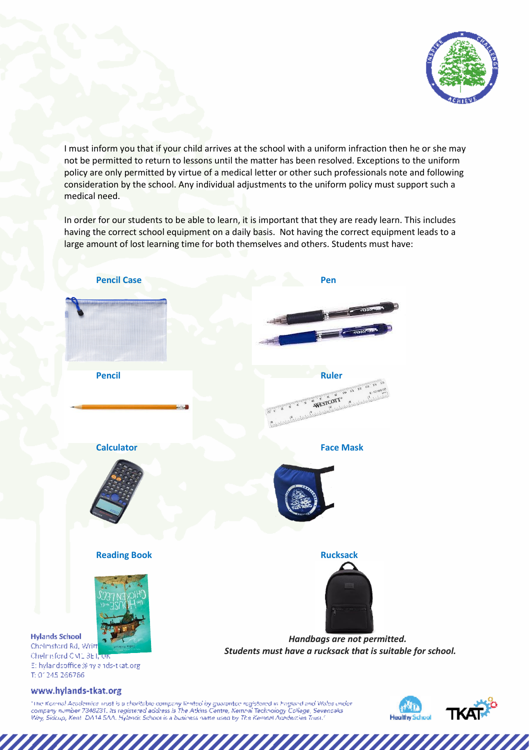I must inform you that if your child arrives at the school with a uniform infraction then he or she may not be permitted to return to lessons until the matter has been resolved. Exceptions to the uniform policy are only permitted by virtue of a medical letter or other such professionals note and following consideration by the school. Any individual adjustments to the uniform policy must support such a medical need.

In order for our students to be able to learn, it is important that they are ready learn. This includes having the correct school equipment on a daily basis. Not having the correct equipment leads to a large amount of lost learning time for both themselves and others. Students must have:

**Pencil Case**

**Pen**

**Pencil**

**Ruler**

**Calculator**

**Face Mask**

**Reading Book**

**Rucksack**

***Handbags are not permitted.***
***Students must have a rucksack that is suitable for school.***

**Hylands School**
Chelmsford Rd, Writtle
Chelmsford CM1 3ET, UK
E: hylandsoffice@hylands-tkat.org
T: 01245 266766

**www.hylands-tkat.org**

'The Kemnal Academies Trust is a charitable company limited by guarantee registered in England and Wales under company number 7348231. Its registered address is The Atkins Centre, Kemnal Technology College, Sevenoaks Way, Sidcup, Kent DA14 5AA. Hylands School is a business name used by The Kemnal Academies Trust.'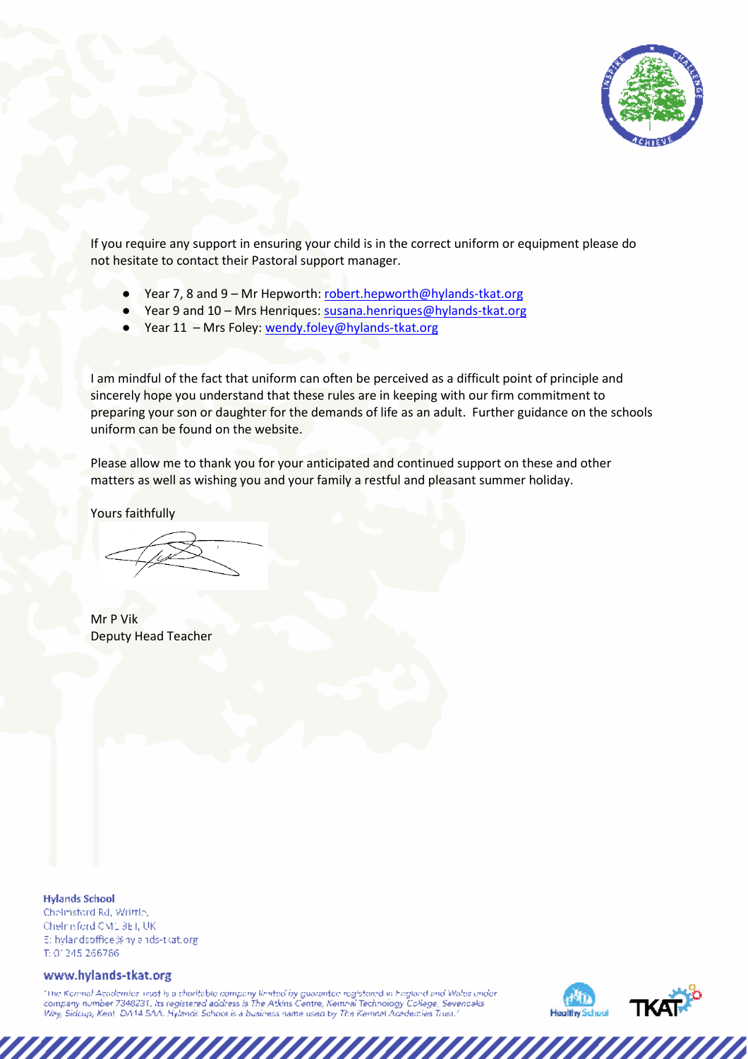If you require any support in ensuring your child is in the correct uniform or equipment please do not hesitate to contact their Pastoral support manager.

- Year 7, 8 and 9 – Mr Hepworth: robert.hepworth@hylands-tkat.org
- Year 9 and 10 – Mrs Henriques: susana.henriques@hylands-tkat.org
- Year 11 – Mrs Foley: wendy.foley@hylands-tkat.org

I am mindful of the fact that uniform can often be perceived as a difficult point of principle and sincerely hope you understand that these rules are in keeping with our firm commitment to preparing your son or daughter for the demands of life as an adult. Further guidance on the schools uniform can be found on the website.

Please allow me to thank you for your anticipated and continued support on these and other matters as well as wishing you and your family a restful and pleasant summer holiday.

Yours faithfully

Mr P Vik
Deputy Head Teacher

**Hylands School**
Chelmsford Rd, Writtle,
Chelmsford CM1 3ET, UK
E: hylandsoffice@hylands-tkat.org
T: 01245 266766

**www.hylands-tkat.org**

'The Kemnal Academies Trust is a charitable company limited by guarantee registered in England and Wales under company number 7348231. Its registered address is The Atkins Centre, Kemnal Technology College, Sevenoaks Way, Sidcup, Kent DA14 5AA. Hylands School is a business name used by The Kemnal Academies Trust.'